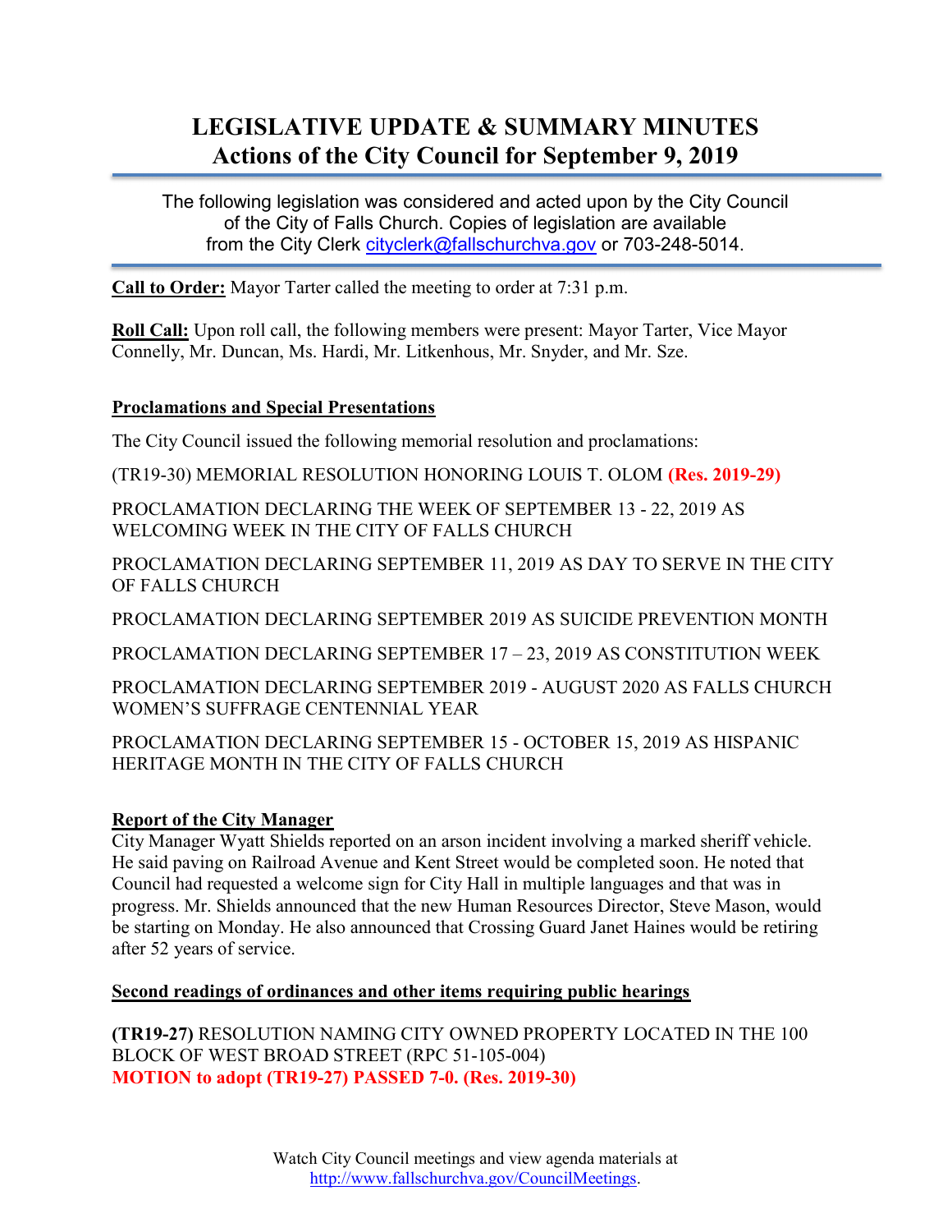# LEGISLATIVE UPDATE & SUMMARY MINUTES
## Actions of the City Council for September 9, 2019

The following legislation was considered and acted upon by the City Council of the City of Falls Church. Copies of legislation are available from the City Clerk cityclerk@fallschurchva.gov or 703-248-5014.

**Call to Order:** Mayor Tarter called the meeting to order at 7:31 p.m.

**Roll Call:** Upon roll call, the following members were present: Mayor Tarter, Vice Mayor Connelly, Mr. Duncan, Ms. Hardi, Mr. Litkenhous, Mr. Snyder, and Mr. Sze.

**Proclamations and Special Presentations**

The City Council issued the following memorial resolution and proclamations:

(TR19-30) MEMORIAL RESOLUTION HONORING LOUIS T. OLOM **(Res. 2019-29)**

PROCLAMATION DECLARING THE WEEK OF SEPTEMBER 13 - 22, 2019 AS WELCOMING WEEK IN THE CITY OF FALLS CHURCH

PROCLAMATION DECLARING SEPTEMBER 11, 2019 AS DAY TO SERVE IN THE CITY OF FALLS CHURCH

PROCLAMATION DECLARING SEPTEMBER 2019 AS SUICIDE PREVENTION MONTH

PROCLAMATION DECLARING SEPTEMBER 17 – 23, 2019 AS CONSTITUTION WEEK

PROCLAMATION DECLARING SEPTEMBER 2019 - AUGUST 2020 AS FALLS CHURCH WOMEN'S SUFFRAGE CENTENNIAL YEAR

PROCLAMATION DECLARING SEPTEMBER 15 - OCTOBER 15, 2019 AS HISPANIC HERITAGE MONTH IN THE CITY OF FALLS CHURCH

**Report of the City Manager**

City Manager Wyatt Shields reported on an arson incident involving a marked sheriff vehicle. He said paving on Railroad Avenue and Kent Street would be completed soon. He noted that Council had requested a welcome sign for City Hall in multiple languages and that was in progress. Mr. Shields announced that the new Human Resources Director, Steve Mason, would be starting on Monday. He also announced that Crossing Guard Janet Haines would be retiring after 52 years of service.

**Second readings of ordinances and other items requiring public hearings**

**(TR19-27)** RESOLUTION NAMING CITY OWNED PROPERTY LOCATED IN THE 100 BLOCK OF WEST BROAD STREET (RPC 51-105-004)
**MOTION to adopt (TR19-27) PASSED 7-0. (Res. 2019-30)**

Watch City Council meetings and view agenda materials at http://www.fallschurchva.gov/CouncilMeetings.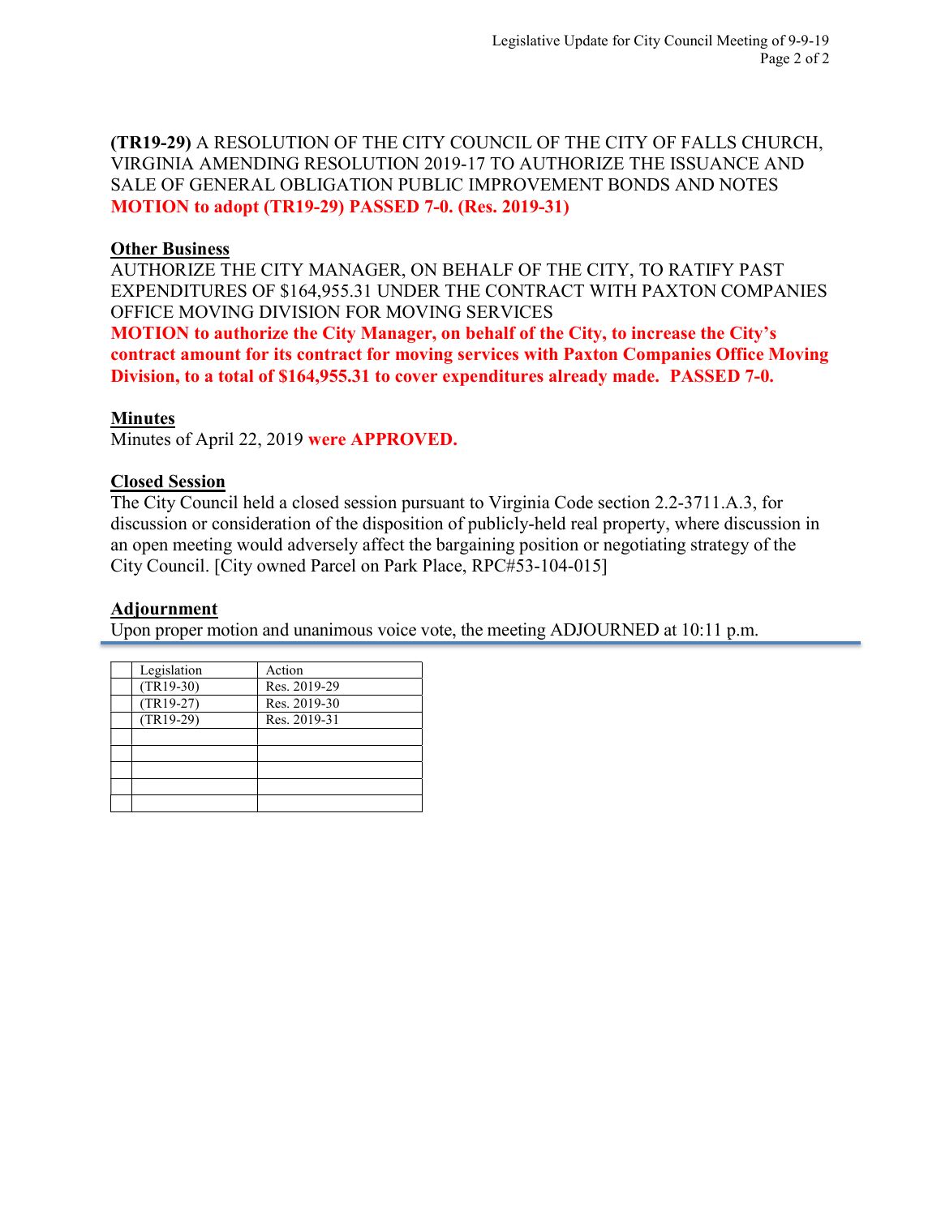**(TR19-29)** A RESOLUTION OF THE CITY COUNCIL OF THE CITY OF FALLS CHURCH, VIRGINIA AMENDING RESOLUTION 2019-17 TO AUTHORIZE THE ISSUANCE AND SALE OF GENERAL OBLIGATION PUBLIC IMPROVEMENT BONDS AND NOTES
**MOTION to adopt (TR19-29) PASSED 7-0. (Res. 2019-31)**

**Other Business**

AUTHORIZE THE CITY MANAGER, ON BEHALF OF THE CITY, TO RATIFY PAST EXPENDITURES OF $164,955.31 UNDER THE CONTRACT WITH PAXTON COMPANIES OFFICE MOVING DIVISION FOR MOVING SERVICES
**MOTION to authorize the City Manager, on behalf of the City, to increase the City's contract amount for its contract for moving services with Paxton Companies Office Moving Division, to a total of $164,955.31 to cover expenditures already made. PASSED 7-0.**

**Minutes**

Minutes of April 22, 2019 **were APPROVED.**

**Closed Session**

The City Council held a closed session pursuant to Virginia Code section 2.2-3711.A.3, for discussion or consideration of the disposition of publicly-held real property, where discussion in an open meeting would adversely affect the bargaining position or negotiating strategy of the City Council. [City owned Parcel on Park Place, RPC#53-104-015]

**Adjournment**

Upon proper motion and unanimous voice vote, the meeting ADJOURNED at 10:11 p.m.

| | Legislation | Action |
|---|---|---|
| | (TR19-30) | Res. 2019-29 |
| | (TR19-27) | Res. 2019-30 |
| | (TR19-29) | Res. 2019-31 |
| | | |
| | | |
| | | |
| | | |
| | | |